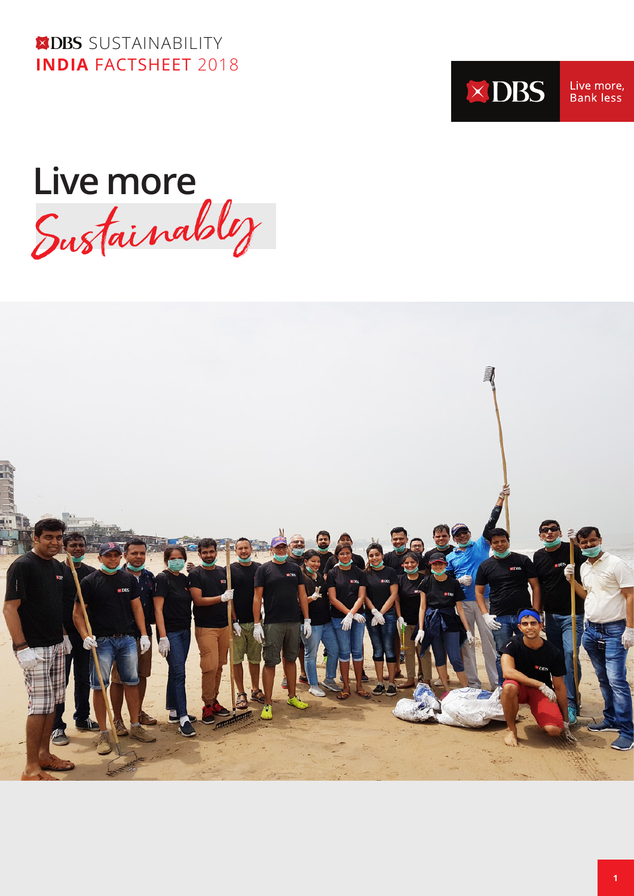DBS SUSTAINABILITY
**INDIA** FACTSHEET 2018

DBS Live more, Bank less

# Live more *Sustainably*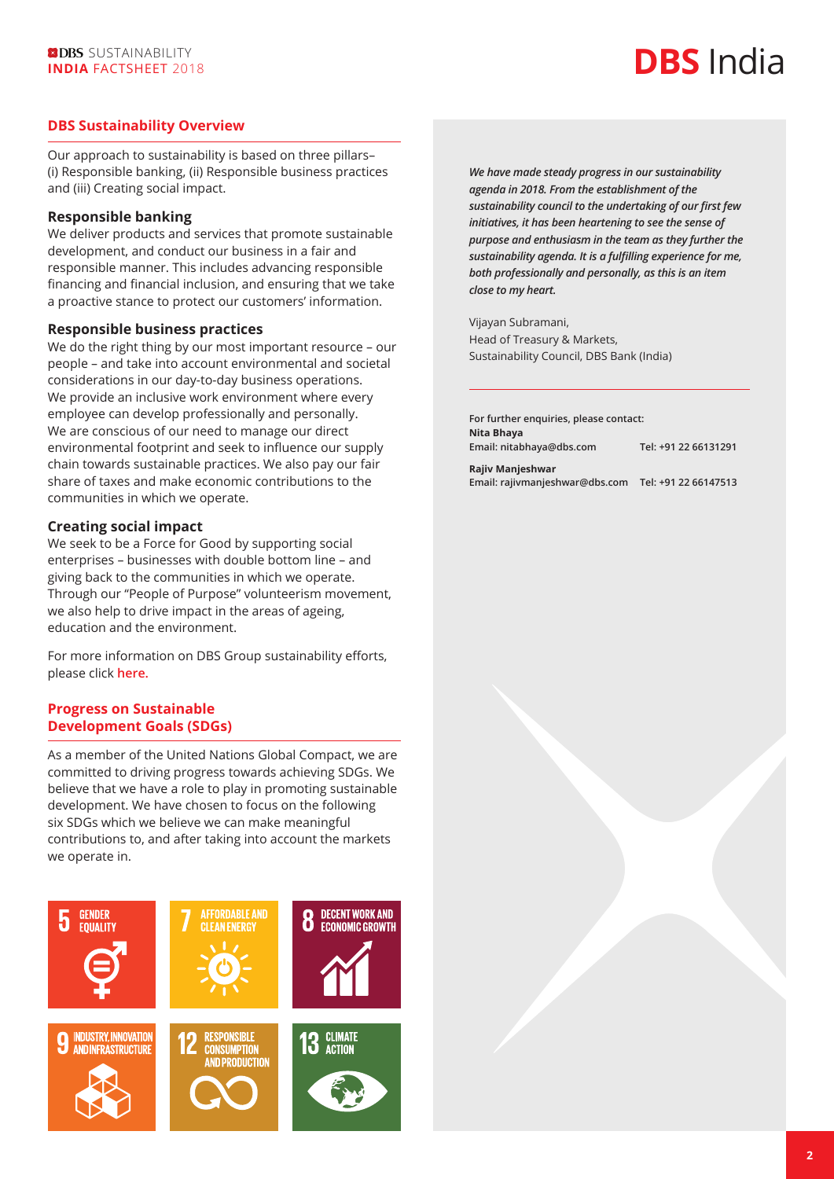## DBS Sustainability Overview

Our approach to sustainability is based on three pillars– (i) Responsible banking, (ii) Responsible business practices and (iii) Creating social impact.

### Responsible banking

We deliver products and services that promote sustainable development, and conduct our business in a fair and responsible manner. This includes advancing responsible financing and financial inclusion, and ensuring that we take a proactive stance to protect our customers' information.

### Responsible business practices

We do the right thing by our most important resource – our people – and take into account environmental and societal considerations in our day-to-day business operations. We provide an inclusive work environment where every employee can develop professionally and personally. We are conscious of our need to manage our direct environmental footprint and seek to influence our supply chain towards sustainable practices. We also pay our fair share of taxes and make economic contributions to the communities in which we operate.

### Creating social impact

We seek to be a Force for Good by supporting social enterprises – businesses with double bottom line – and giving back to the communities in which we operate. Through our "People of Purpose" volunteerism movement, we also help to drive impact in the areas of ageing, education and the environment.

For more information on DBS Group sustainability efforts, please click **here.**

## Progress on Sustainable Development Goals (SDGs)

As a member of the United Nations Global Compact, we are committed to driving progress towards achieving SDGs. We believe that we have a role to play in promoting sustainable development. We have chosen to focus on the following six SDGs which we believe we can make meaningful contributions to, and after taking into account the markets we operate in.

- 5 GENDER EQUALITY
- 7 AFFORDABLE AND CLEAN ENERGY
- 8 DECENT WORK AND ECONOMIC GROWTH
- 9 INDUSTRY, INNOVATION AND INFRASTRUCTURE
- 12 RESPONSIBLE CONSUMPTION AND PRODUCTION
- 13 CLIMATE ACTION

***We have made steady progress in our sustainability agenda in 2018. From the establishment of the sustainability council to the undertaking of our first few initiatives, it has been heartening to see the sense of purpose and enthusiasm in the team as they further the sustainability agenda. It is a fulfilling experience for me, both professionally and personally, as this is an item close to my heart.***

Vijayan Subramani,
Head of Treasury & Markets,
Sustainability Council, DBS Bank (India)

**For further enquiries, please contact:**

**Nita Bhaya**
**Email: nitabhaya@dbs.com** **Tel: +91 22 66131291**

**Rajiv Manjeshwar**
**Email: rajivmanjeshwar@dbs.com** **Tel: +91 22 66147513**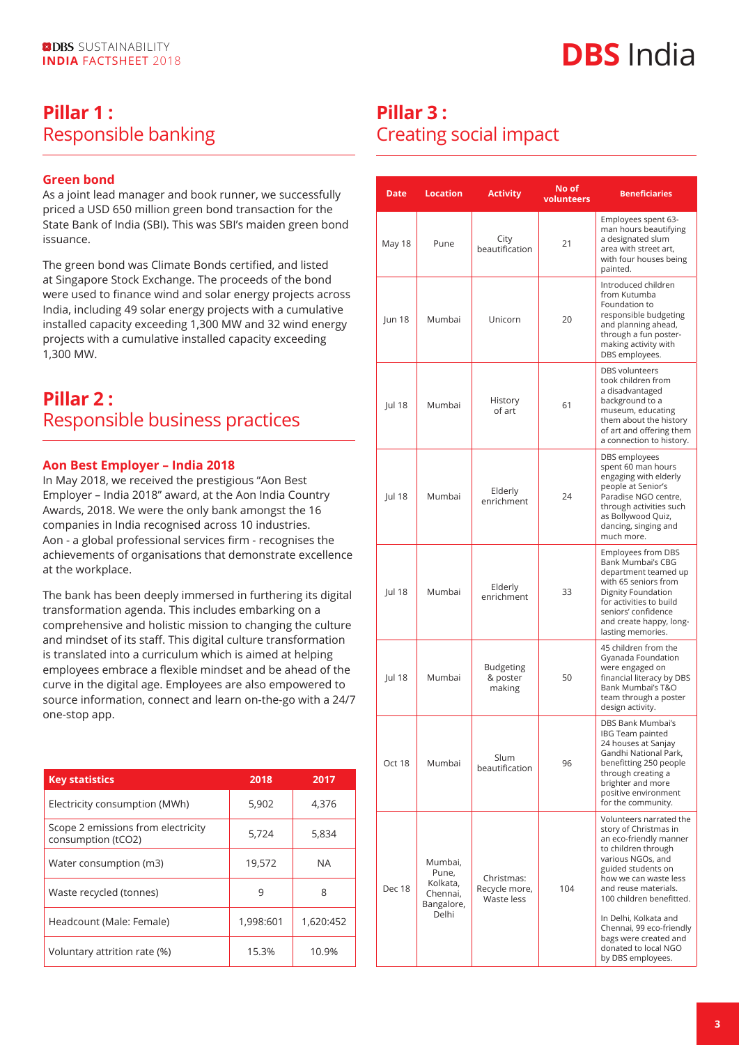# Pillar 1 : Responsible banking

### Green bond

As a joint lead manager and book runner, we successfully priced a USD 650 million green bond transaction for the State Bank of India (SBI). This was SBI's maiden green bond issuance.

The green bond was Climate Bonds certified, and listed at Singapore Stock Exchange. The proceeds of the bond were used to finance wind and solar energy projects across India, including 49 solar energy projects with a cumulative installed capacity exceeding 1,300 MW and 32 wind energy projects with a cumulative installed capacity exceeding 1,300 MW.

# Pillar 2 : Responsible business practices

### Aon Best Employer – India 2018

In May 2018, we received the prestigious "Aon Best Employer – India 2018" award, at the Aon India Country Awards, 2018. We were the only bank amongst the 16 companies in India recognised across 10 industries. Aon - a global professional services firm - recognises the achievements of organisations that demonstrate excellence at the workplace.

The bank has been deeply immersed in furthering its digital transformation agenda. This includes embarking on a comprehensive and holistic mission to changing the culture and mindset of its staff. This digital culture transformation is translated into a curriculum which is aimed at helping employees embrace a flexible mindset and be ahead of the curve in the digital age. Employees are also empowered to source information, connect and learn on-the-go with a 24/7 one-stop app.

| Key statistics | 2018 | 2017 |
|---|---|---|
| Electricity consumption (MWh) | 5,902 | 4,376 |
| Scope 2 emissions from electricity consumption (tCO2) | 5,724 | 5,834 |
| Water consumption (m3) | 19,572 | NA |
| Waste recycled (tonnes) | 9 | 8 |
| Headcount (Male: Female) | 1,998:601 | 1,620:452 |
| Voluntary attrition rate (%) | 15.3% | 10.9% |

# Pillar 3 : Creating social impact

| Date | Location | Activity | No of volunteers | Beneficiaries |
|---|---|---|---|---|
| May 18 | Pune | City beautification | 21 | Employees spent 63-man hours beautifying a designated slum area with street art, with four houses being painted. |
| Jun 18 | Mumbai | Unicorn | 20 | Introduced children from Kutumba Foundation to responsible budgeting and planning ahead, through a fun poster-making activity with DBS employees. |
| Jul 18 | Mumbai | History of art | 61 | DBS volunteers took children from a disadvantaged background to a museum, educating them about the history of art and offering them a connection to history. |
| Jul 18 | Mumbai | Elderly enrichment | 24 | DBS employees spent 60 man hours engaging with elderly people at Senior's Paradise NGO centre, through activities such as Bollywood Quiz, dancing, singing and much more. |
| Jul 18 | Mumbai | Elderly enrichment | 33 | Employees from DBS Bank Mumbai's CBG department teamed up with 65 seniors from Dignity Foundation for activities to build seniors' confidence and create happy, long-lasting memories. |
| Jul 18 | Mumbai | Budgeting & poster making | 50 | 45 children from the Gyanada Foundation were engaged on financial literacy by DBS Bank Mumbai's T&O team through a poster design activity. |
| Oct 18 | Mumbai | Slum beautification | 96 | DBS Bank Mumbai's IBG Team painted 24 houses at Sanjay Gandhi National Park, benefitting 250 people through creating a brighter and more positive environment for the community. |
| Dec 18 | Mumbai, Pune, Kolkata, Chennai, Bangalore, Delhi | Christmas: Recycle more, Waste less | 104 | Volunteers narrated the story of Christmas in an eco-friendly manner to children through various NGOs, and guided students on how we can waste less and reuse materials. 100 children benefitted. In Delhi, Kolkata and Chennai, 99 eco-friendly bags were created and donated to local NGO by DBS employees. |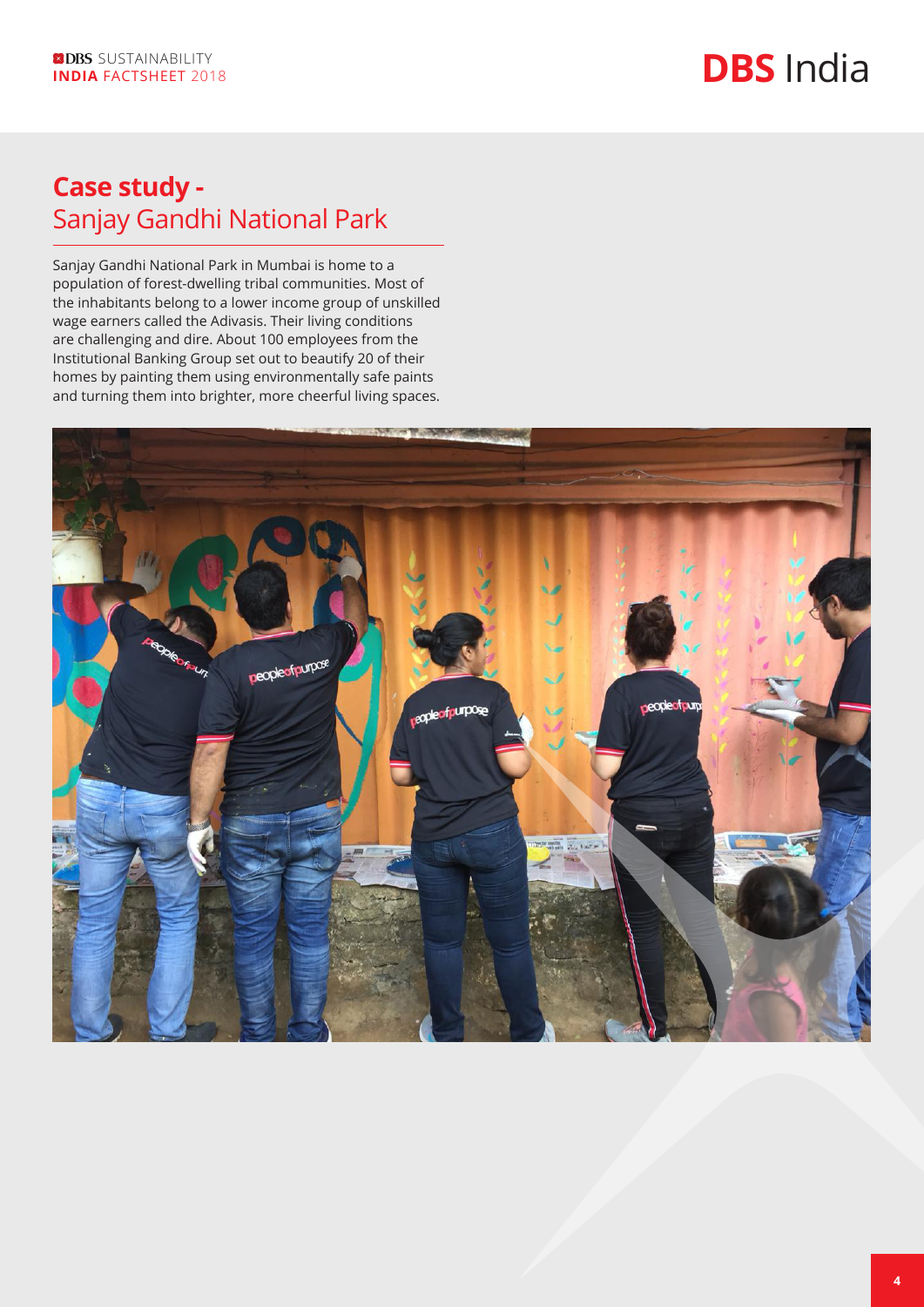## Case study - Sanjay Gandhi National Park

Sanjay Gandhi National Park in Mumbai is home to a population of forest-dwelling tribal communities. Most of the inhabitants belong to a lower income group of unskilled wage earners called the Adivasis. Their living conditions are challenging and dire. About 100 employees from the Institutional Banking Group set out to beautify 20 of their homes by painting them using environmentally safe paints and turning them into brighter, more cheerful living spaces.